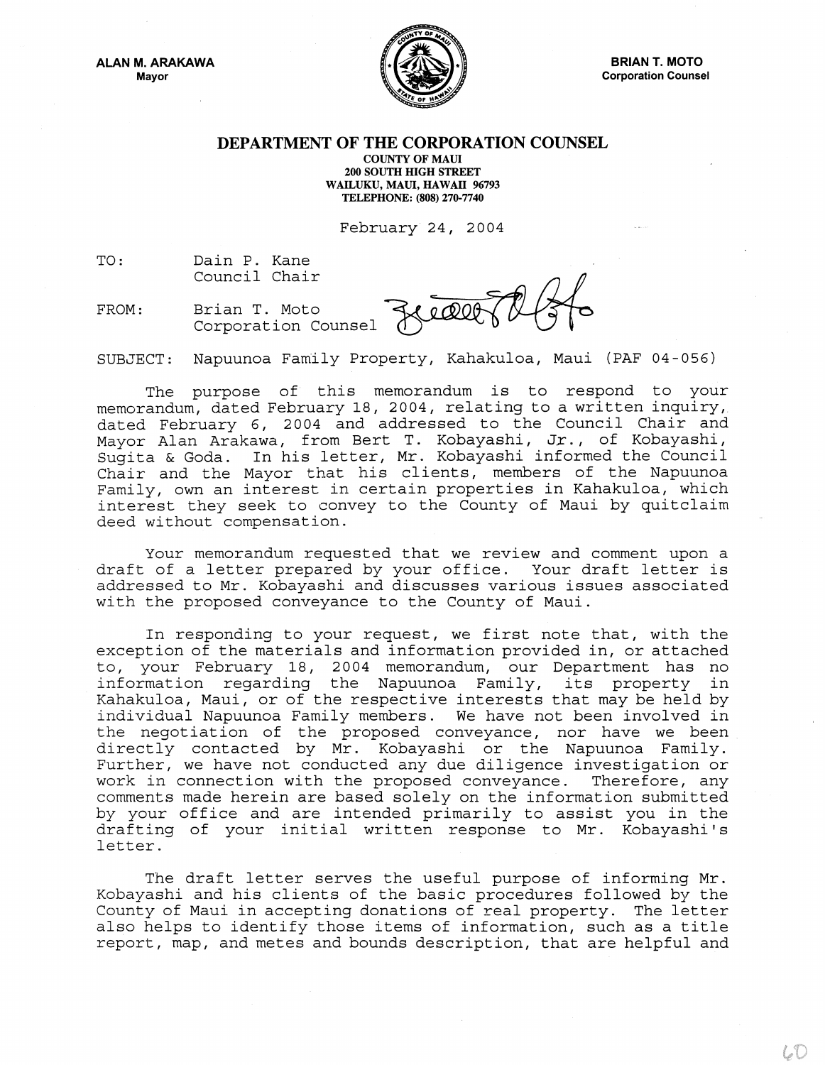**ALAN M. ARAKAWA**
Mayor

**BRIAN T. MOTO**
Corporation Counsel

# DEPARTMENT OF THE CORPORATION COUNSEL

**COUNTY OF MAUI**
**200 SOUTH HIGH STREET**
**WAILUKU, MAUI, HAWAII 96793**
**TELEPHONE: (808) 270-7740**

February 24, 2004

TO: Dain P. Kane
Council Chair

FROM: Brian T. Moto
Corporation Counsel

SUBJECT: Napuunoa Family Property, Kahakuloa, Maui (PAF 04-056)

The purpose of this memorandum is to respond to your memorandum, dated February 18, 2004, relating to a written inquiry, dated February 6, 2004 and addressed to the Council Chair and Mayor Alan Arakawa, from Bert T. Kobayashi, Jr., of Kobayashi, Sugita & Goda. In his letter, Mr. Kobayashi informed the Council Chair and the Mayor that his clients, members of the Napuunoa Family, own an interest in certain properties in Kahakuloa, which interest they seek to convey to the County of Maui by quitclaim deed without compensation.

Your memorandum requested that we review and comment upon a draft of a letter prepared by your office. Your draft letter is addressed to Mr. Kobayashi and discusses various issues associated with the proposed conveyance to the County of Maui.

In responding to your request, we first note that, with the exception of the materials and information provided in, or attached to, your February 18, 2004 memorandum, our Department has no information regarding the Napuunoa Family, its property in Kahakuloa, Maui, or of the respective interests that may be held by individual Napuunoa Family members. We have not been involved in the negotiation of the proposed conveyance, nor have we been directly contacted by Mr. Kobayashi or the Napuunoa Family. Further, we have not conducted any due diligence investigation or work in connection with the proposed conveyance. Therefore, any comments made herein are based solely on the information submitted by your office and are intended primarily to assist you in the drafting of your initial written response to Mr. Kobayashi's letter.

The draft letter serves the useful purpose of informing Mr. Kobayashi and his clients of the basic procedures followed by the County of Maui in accepting donations of real property. The letter also helps to identify those items of information, such as a title report, map, and metes and bounds description, that are helpful and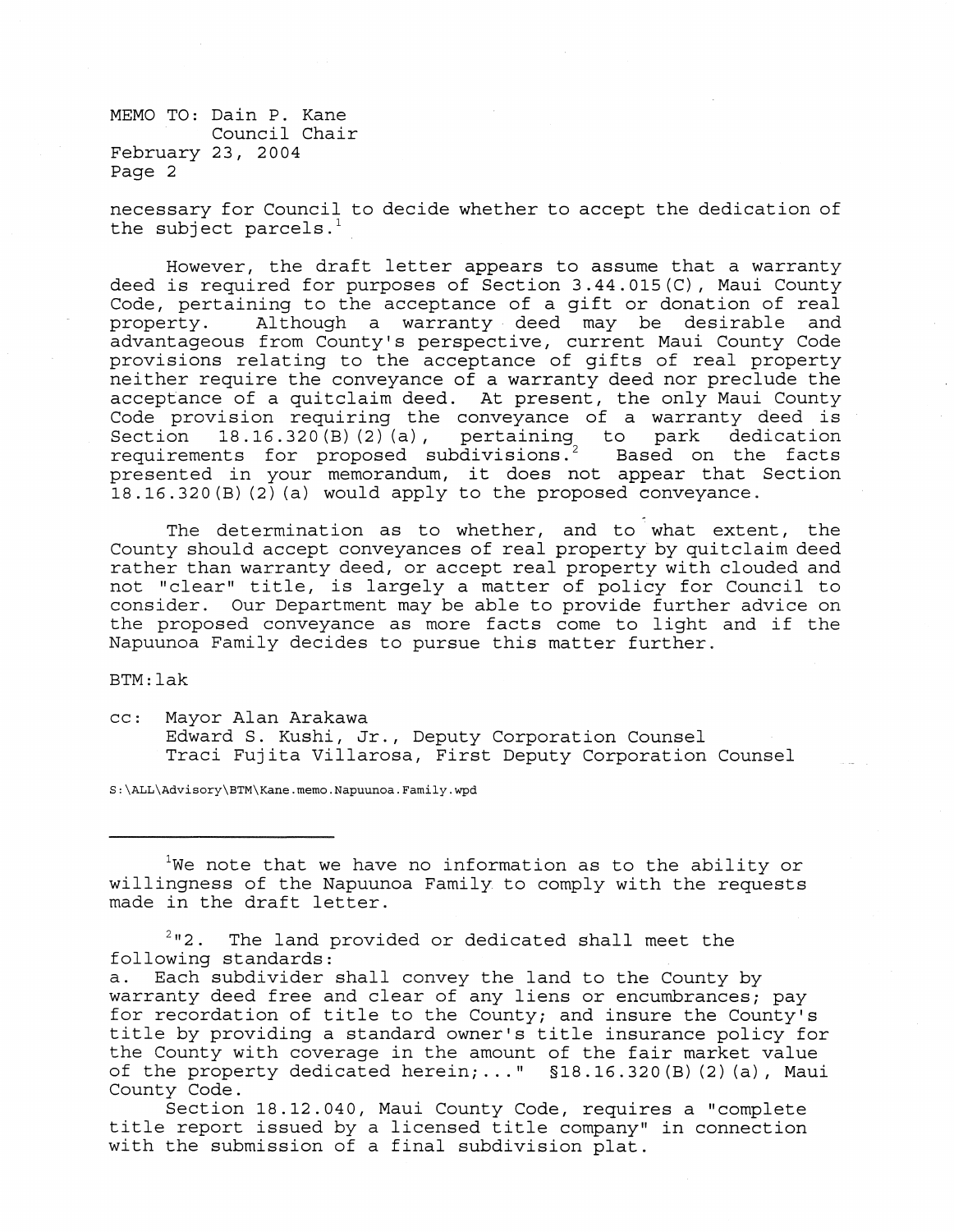necessary for Council to decide whether to accept the dedication of the subject parcels.[1]

However, the draft letter appears to assume that a warranty deed is required for purposes of Section 3.44.015(C), Maui County Code, pertaining to the acceptance of a gift or donation of real property. Although a warranty deed may be desirable and advantageous from County's perspective, current Maui County Code provisions relating to the acceptance of gifts of real property neither require the conveyance of a warranty deed nor preclude the acceptance of a quitclaim deed. At present, the only Maui County Code provision requiring the conveyance of a warranty deed is Section 18.16.320(B)(2)(a), pertaining to park dedication requirements for proposed subdivisions.[2] Based on the facts presented in your memorandum, it does not appear that Section 18.16.320(B)(2)(a) would apply to the proposed conveyance.

The determination as to whether, and to what extent, the County should accept conveyances of real property by quitclaim deed rather than warranty deed, or accept real property with clouded and not "clear" title, is largely a matter of policy for Council to consider. Our Department may be able to provide further advice on the proposed conveyance as more facts come to light and if the Napuunoa Family decides to pursue this matter further.

BTM:lak

cc: Mayor Alan Arakawa
Edward S. Kushi, Jr., Deputy Corporation Counsel
Traci Fujita Villarosa, First Deputy Corporation Counsel

S:\ALL\Advisory\BTM\Kane.memo.Napuunoa.Family.wpd

---

[1] We note that we have no information as to the ability or willingness of the Napuunoa Family to comply with the requests made in the draft letter.

[2] "2. The land provided or dedicated shall meet the following standards:
a. Each subdivider shall convey the land to the County by warranty deed free and clear of any liens or encumbrances; pay for recordation of title to the County; and insure the County's title by providing a standard owner's title insurance policy for the County with coverage in the amount of the fair market value of the property dedicated herein;..." §18.16.320(B)(2)(a), Maui County Code.

Section 18.12.040, Maui County Code, requires a "complete title report issued by a licensed title company" in connection with the submission of a final subdivision plat.